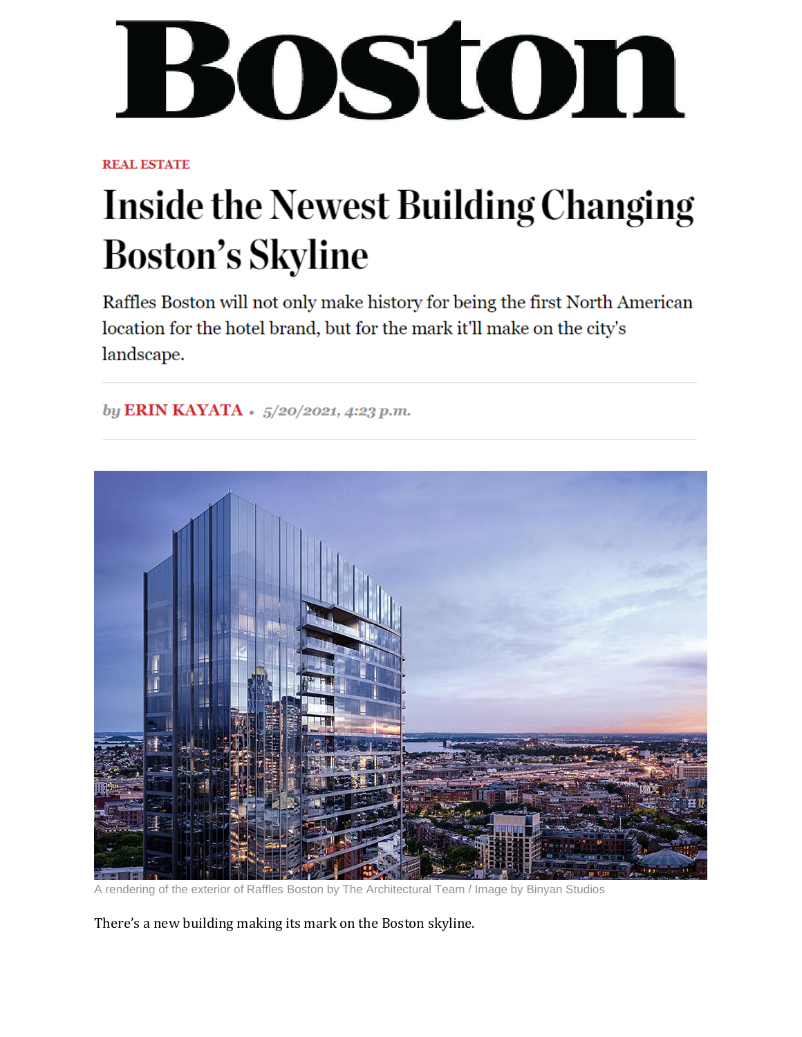# Boston

REAL ESTATE

# Inside the Newest Building Changing Boston's Skyline

Raffles Boston will not only make history for being the first North American location for the hotel brand, but for the mark it'll make on the city's landscape.

*by* **ERIN KAYATA** • *5/20/2021, 4:23 p.m.*

A rendering of the exterior of Raffles Boston by The Architectural Team / Image by Binyan Studios

There's a new building making its mark on the Boston skyline.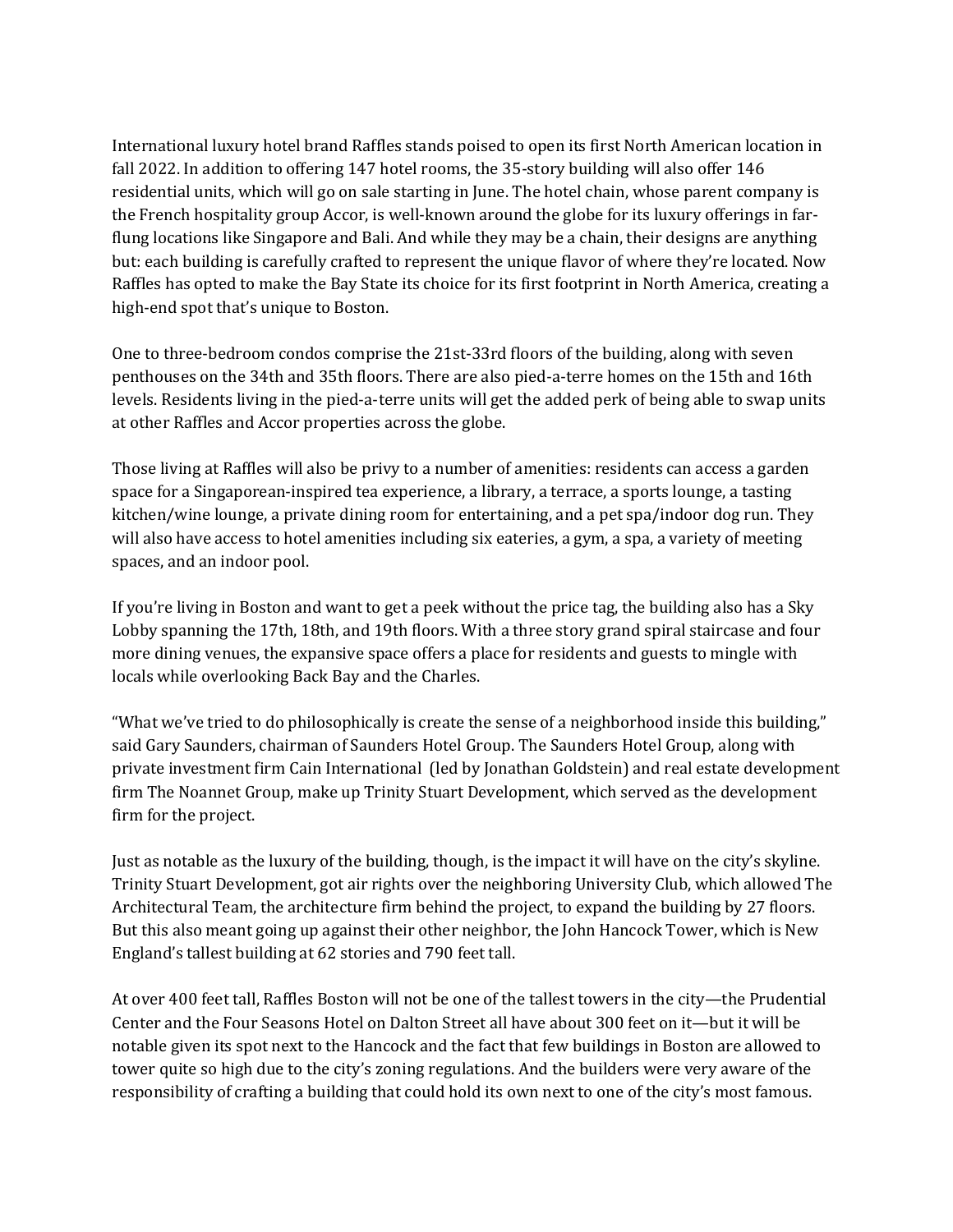International luxury hotel brand Raffles stands poised to open its first North American location in fall 2022. In addition to offering 147 hotel rooms, the 35-story building will also offer 146 residential units, which will go on sale starting in June. The hotel chain, whose parent company is the French hospitality group Accor, is well-known around the globe for its luxury offerings in far-flung locations like Singapore and Bali. And while they may be a chain, their designs are anything but: each building is carefully crafted to represent the unique flavor of where they're located. Now Raffles has opted to make the Bay State its choice for its first footprint in North America, creating a high-end spot that's unique to Boston.

One to three-bedroom condos comprise the 21st-33rd floors of the building, along with seven penthouses on the 34th and 35th floors. There are also pied-a-terre homes on the 15th and 16th levels. Residents living in the pied-a-terre units will get the added perk of being able to swap units at other Raffles and Accor properties across the globe.

Those living at Raffles will also be privy to a number of amenities: residents can access a garden space for a Singaporean-inspired tea experience, a library, a terrace, a sports lounge, a tasting kitchen/wine lounge, a private dining room for entertaining, and a pet spa/indoor dog run. They will also have access to hotel amenities including six eateries, a gym, a spa, a variety of meeting spaces, and an indoor pool.

If you're living in Boston and want to get a peek without the price tag, the building also has a Sky Lobby spanning the 17th, 18th, and 19th floors. With a three story grand spiral staircase and four more dining venues, the expansive space offers a place for residents and guests to mingle with locals while overlooking Back Bay and the Charles.

"What we've tried to do philosophically is create the sense of a neighborhood inside this building," said Gary Saunders, chairman of Saunders Hotel Group. The Saunders Hotel Group, along with private investment firm Cain International (led by Jonathan Goldstein) and real estate development firm The Noannet Group, make up Trinity Stuart Development, which served as the development firm for the project.

Just as notable as the luxury of the building, though, is the impact it will have on the city's skyline. Trinity Stuart Development, got air rights over the neighboring University Club, which allowed The Architectural Team, the architecture firm behind the project, to expand the building by 27 floors. But this also meant going up against their other neighbor, the John Hancock Tower, which is New England's tallest building at 62 stories and 790 feet tall.

At over 400 feet tall, Raffles Boston will not be one of the tallest towers in the city—the Prudential Center and the Four Seasons Hotel on Dalton Street all have about 300 feet on it—but it will be notable given its spot next to the Hancock and the fact that few buildings in Boston are allowed to tower quite so high due to the city's zoning regulations. And the builders were very aware of the responsibility of crafting a building that could hold its own next to one of the city's most famous.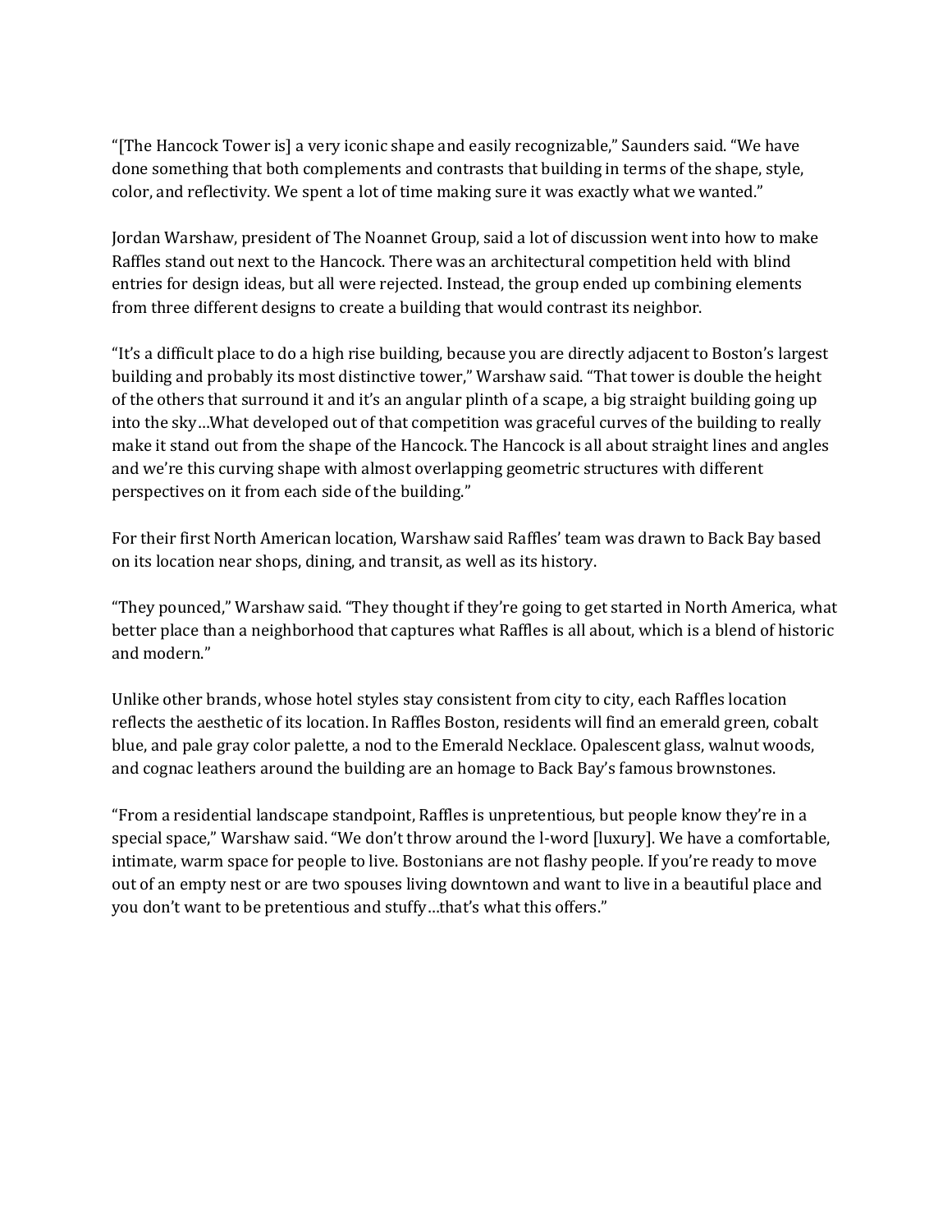“[The Hancock Tower is] a very iconic shape and easily recognizable,” Saunders said. “We have done something that both complements and contrasts that building in terms of the shape, style, color, and reflectivity. We spent a lot of time making sure it was exactly what we wanted.”

Jordan Warshaw, president of The Noannet Group, said a lot of discussion went into how to make Raffles stand out next to the Hancock. There was an architectural competition held with blind entries for design ideas, but all were rejected. Instead, the group ended up combining elements from three different designs to create a building that would contrast its neighbor.

“It’s a difficult place to do a high rise building, because you are directly adjacent to Boston’s largest building and probably its most distinctive tower,” Warshaw said. “That tower is double the height of the others that surround it and it’s an angular plinth of a scape, a big straight building going up into the sky…What developed out of that competition was graceful curves of the building to really make it stand out from the shape of the Hancock. The Hancock is all about straight lines and angles and we’re this curving shape with almost overlapping geometric structures with different perspectives on it from each side of the building.”

For their first North American location, Warshaw said Raffles’ team was drawn to Back Bay based on its location near shops, dining, and transit, as well as its history.

“They pounced,” Warshaw said. “They thought if they’re going to get started in North America, what better place than a neighborhood that captures what Raffles is all about, which is a blend of historic and modern.”

Unlike other brands, whose hotel styles stay consistent from city to city, each Raffles location reflects the aesthetic of its location. In Raffles Boston, residents will find an emerald green, cobalt blue, and pale gray color palette, a nod to the Emerald Necklace. Opalescent glass, walnut woods, and cognac leathers around the building are an homage to Back Bay’s famous brownstones.

“From a residential landscape standpoint, Raffles is unpretentious, but people know they’re in a special space,” Warshaw said. “We don’t throw around the l-word [luxury]. We have a comfortable, intimate, warm space for people to live. Bostonians are not flashy people. If you’re ready to move out of an empty nest or are two spouses living downtown and want to live in a beautiful place and you don’t want to be pretentious and stuffy…that’s what this offers.”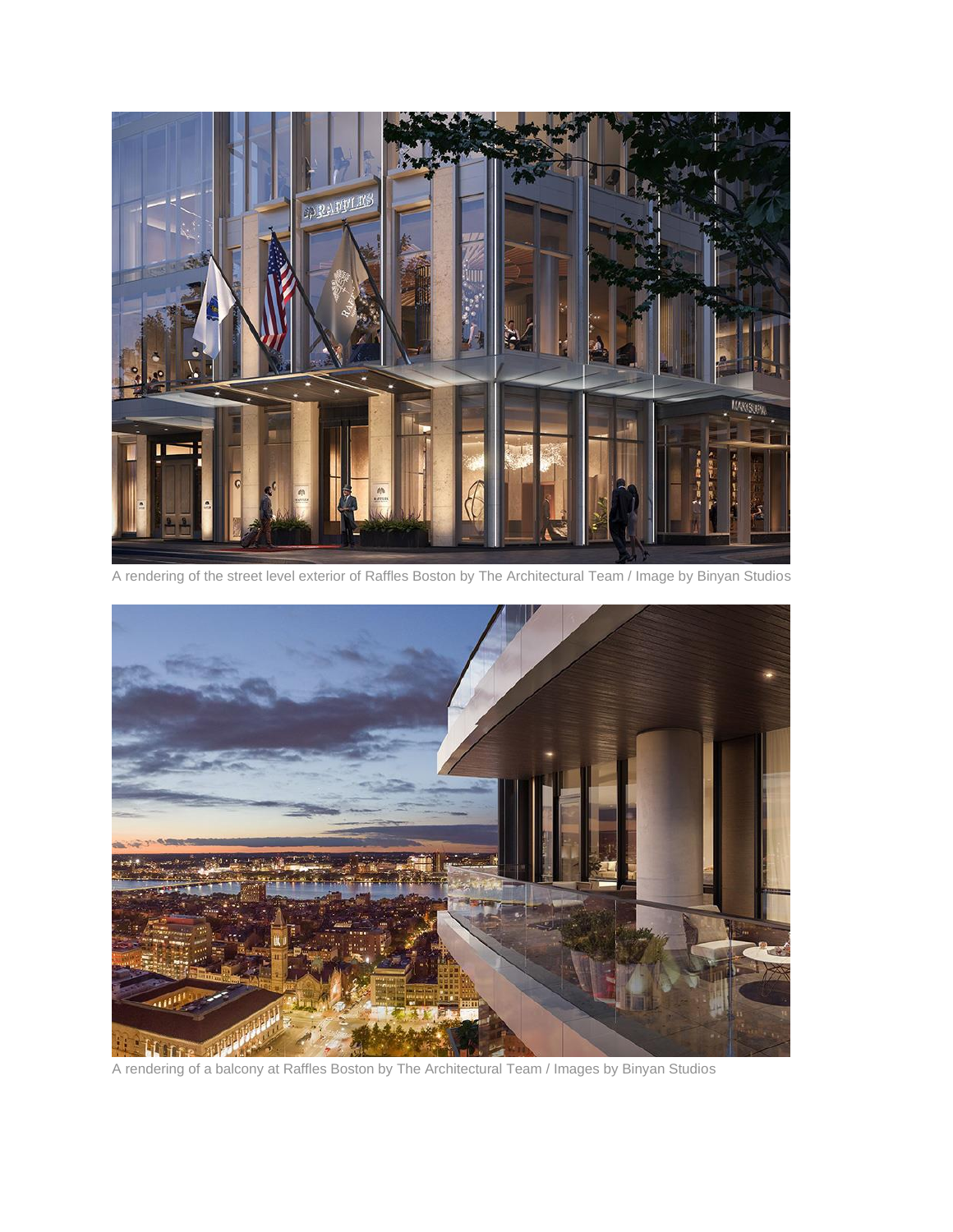A rendering of the street level exterior of Raffles Boston by The Architectural Team / Image by Binyan Studios

A rendering of a balcony at Raffles Boston by The Architectural Team / Images by Binyan Studios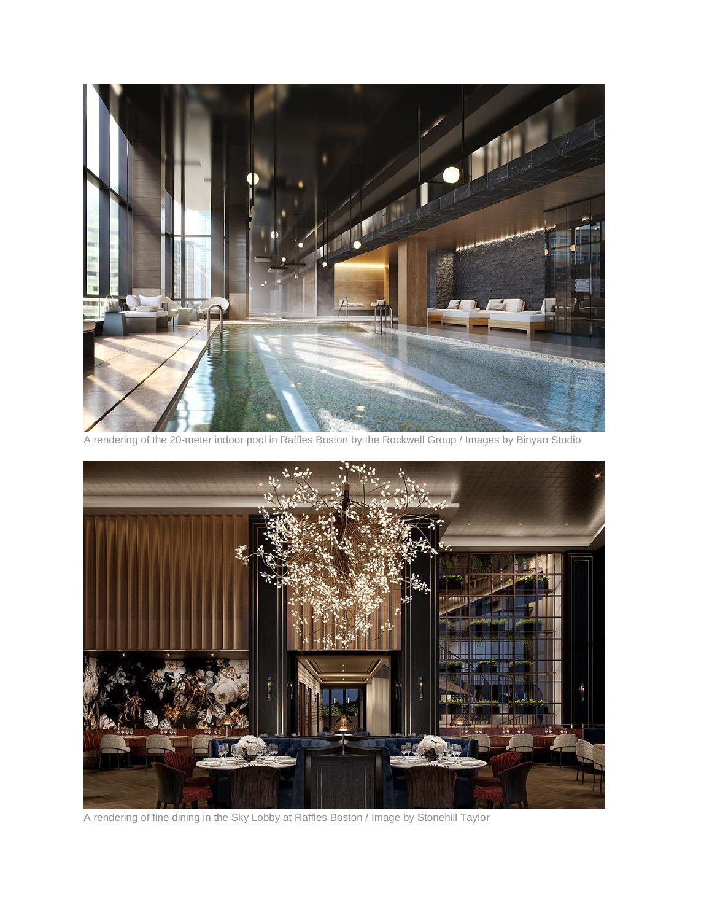A rendering of the 20-meter indoor pool in Raffles Boston by the Rockwell Group / Images by Binyan Studio

A rendering of fine dining in the Sky Lobby at Raffles Boston / Image by Stonehill Taylor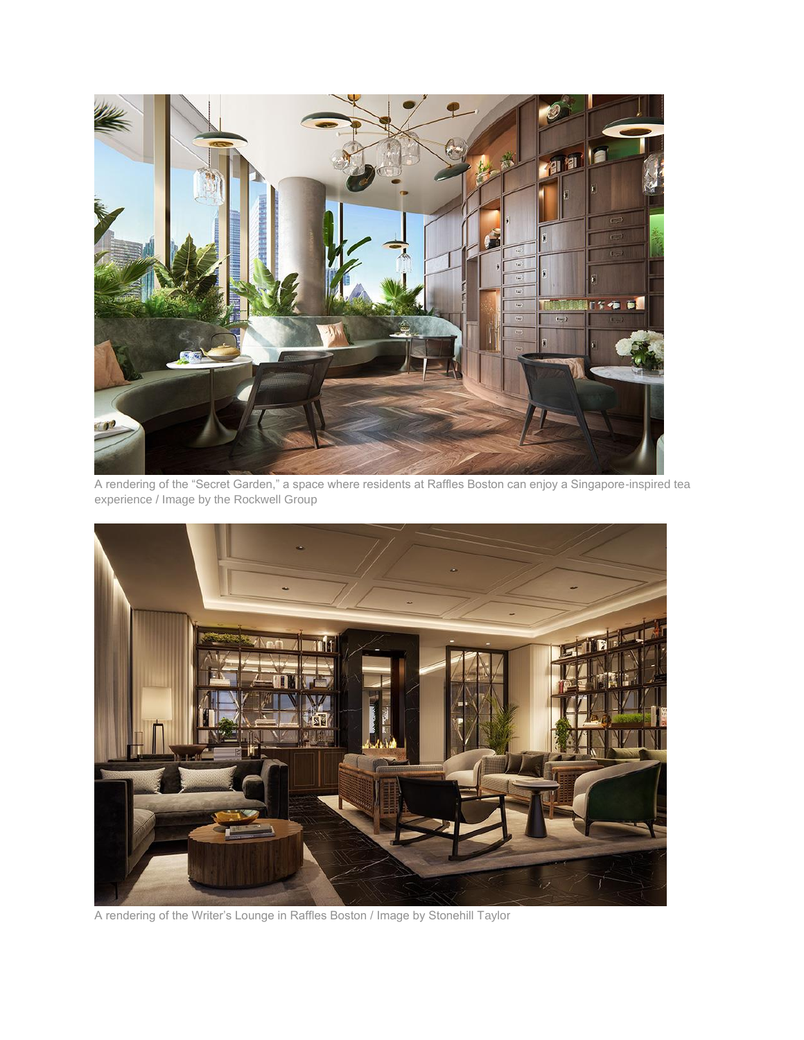A rendering of the “Secret Garden,” a space where residents at Raffles Boston can enjoy a Singapore-inspired tea experience / Image by the Rockwell Group

A rendering of the Writer’s Lounge in Raffles Boston / Image by Stonehill Taylor